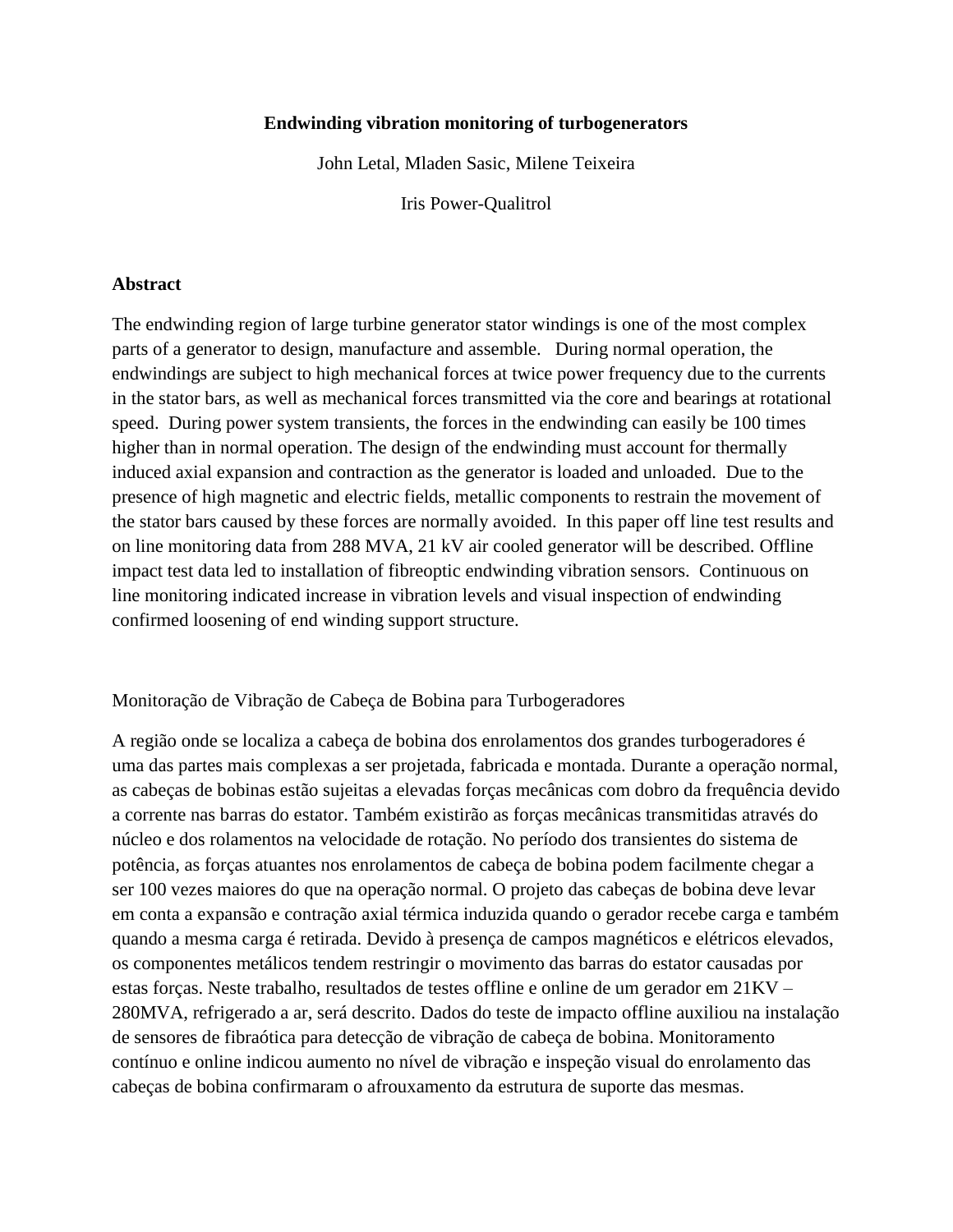**Endwinding vibration monitoring of turbogenerators**

John Letal, Mladen Sasic, Milene Teixeira

Iris Power-Qualitrol

## Abstract

The endwinding region of large turbine generator stator windings is one of the most complex parts of a generator to design, manufacture and assemble. During normal operation, the endwindings are subject to high mechanical forces at twice power frequency due to the currents in the stator bars, as well as mechanical forces transmitted via the core and bearings at rotational speed. During power system transients, the forces in the endwinding can easily be 100 times higher than in normal operation. The design of the endwinding must account for thermally induced axial expansion and contraction as the generator is loaded and unloaded. Due to the presence of high magnetic and electric fields, metallic components to restrain the movement of the stator bars caused by these forces are normally avoided. In this paper off line test results and on line monitoring data from 288 MVA, 21 kV air cooled generator will be described. Offline impact test data led to installation of fibreoptic endwinding vibration sensors. Continuous on line monitoring indicated increase in vibration levels and visual inspection of endwinding confirmed loosening of end winding support structure.

Monitoração de Vibração de Cabeça de Bobina para Turbogeradores

A região onde se localiza a cabeça de bobina dos enrolamentos dos grandes turbogeradores é uma das partes mais complexas a ser projetada, fabricada e montada. Durante a operação normal, as cabeças de bobinas estão sujeitas a elevadas forças mecânicas com dobro da frequência devido a corrente nas barras do estator. Também existirão as forças mecânicas transmitidas através do núcleo e dos rolamentos na velocidade de rotação. No período dos transientes do sistema de potência, as forças atuantes nos enrolamentos de cabeça de bobina podem facilmente chegar a ser 100 vezes maiores do que na operação normal. O projeto das cabeças de bobina deve levar em conta a expansão e contração axial térmica induzida quando o gerador recebe carga e também quando a mesma carga é retirada. Devido à presença de campos magnéticos e elétricos elevados, os componentes metálicos tendem restringir o movimento das barras do estator causadas por estas forças. Neste trabalho, resultados de testes offline e online de um gerador em 21KV – 280MVA, refrigerado a ar, será descrito. Dados do teste de impacto offline auxiliou na instalação de sensores de fibraótica para detecção de vibração de cabeça de bobina. Monitoramento contínuo e online indicou aumento no nível de vibração e inspeção visual do enrolamento das cabeças de bobina confirmaram o afrouxamento da estrutura de suporte das mesmas.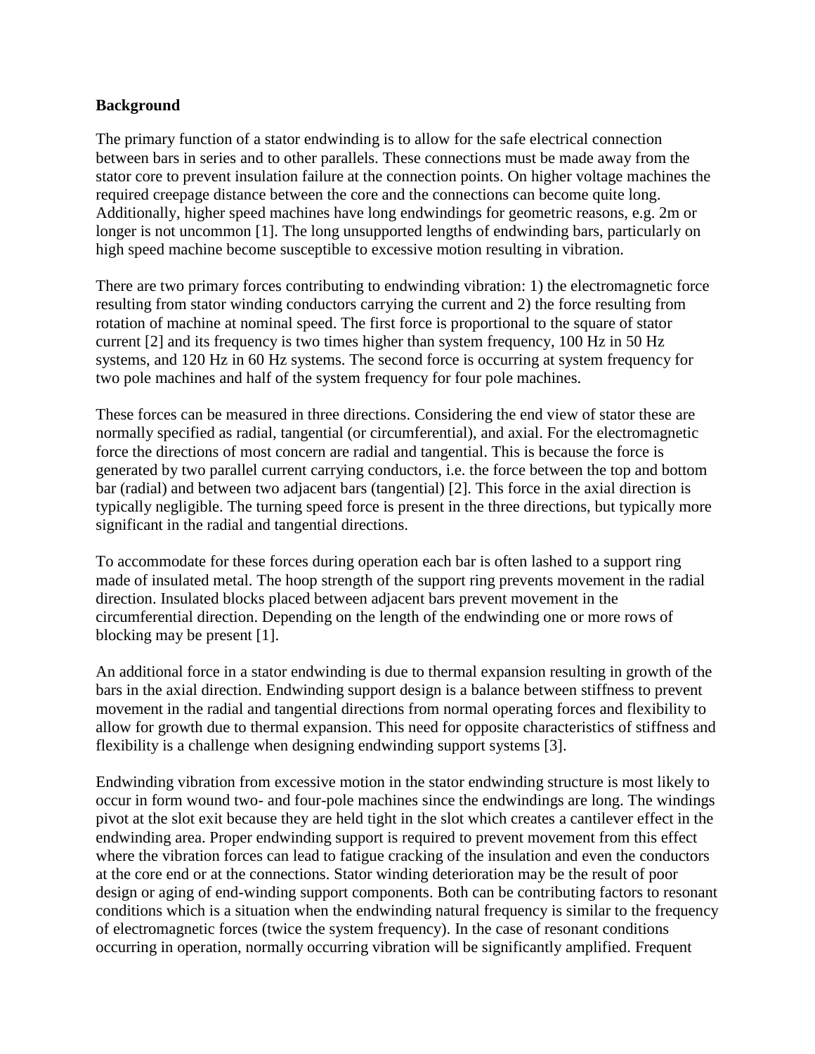**Background**

The primary function of a stator endwinding is to allow for the safe electrical connection between bars in series and to other parallels. These connections must be made away from the stator core to prevent insulation failure at the connection points. On higher voltage machines the required creepage distance between the core and the connections can become quite long. Additionally, higher speed machines have long endwindings for geometric reasons, e.g. 2m or longer is not uncommon [1]. The long unsupported lengths of endwinding bars, particularly on high speed machine become susceptible to excessive motion resulting in vibration.

There are two primary forces contributing to endwinding vibration: 1) the electromagnetic force resulting from stator winding conductors carrying the current and 2) the force resulting from rotation of machine at nominal speed. The first force is proportional to the square of stator current [2] and its frequency is two times higher than system frequency, 100 Hz in 50 Hz systems, and 120 Hz in 60 Hz systems. The second force is occurring at system frequency for two pole machines and half of the system frequency for four pole machines.

These forces can be measured in three directions. Considering the end view of stator these are normally specified as radial, tangential (or circumferential), and axial. For the electromagnetic force the directions of most concern are radial and tangential. This is because the force is generated by two parallel current carrying conductors, i.e. the force between the top and bottom bar (radial) and between two adjacent bars (tangential) [2]. This force in the axial direction is typically negligible. The turning speed force is present in the three directions, but typically more significant in the radial and tangential directions.

To accommodate for these forces during operation each bar is often lashed to a support ring made of insulated metal. The hoop strength of the support ring prevents movement in the radial direction. Insulated blocks placed between adjacent bars prevent movement in the circumferential direction. Depending on the length of the endwinding one or more rows of blocking may be present [1].

An additional force in a stator endwinding is due to thermal expansion resulting in growth of the bars in the axial direction. Endwinding support design is a balance between stiffness to prevent movement in the radial and tangential directions from normal operating forces and flexibility to allow for growth due to thermal expansion. This need for opposite characteristics of stiffness and flexibility is a challenge when designing endwinding support systems [3].

Endwinding vibration from excessive motion in the stator endwinding structure is most likely to occur in form wound two- and four-pole machines since the endwindings are long. The windings pivot at the slot exit because they are held tight in the slot which creates a cantilever effect in the endwinding area. Proper endwinding support is required to prevent movement from this effect where the vibration forces can lead to fatigue cracking of the insulation and even the conductors at the core end or at the connections. Stator winding deterioration may be the result of poor design or aging of end-winding support components. Both can be contributing factors to resonant conditions which is a situation when the endwinding natural frequency is similar to the frequency of electromagnetic forces (twice the system frequency). In the case of resonant conditions occurring in operation, normally occurring vibration will be significantly amplified. Frequent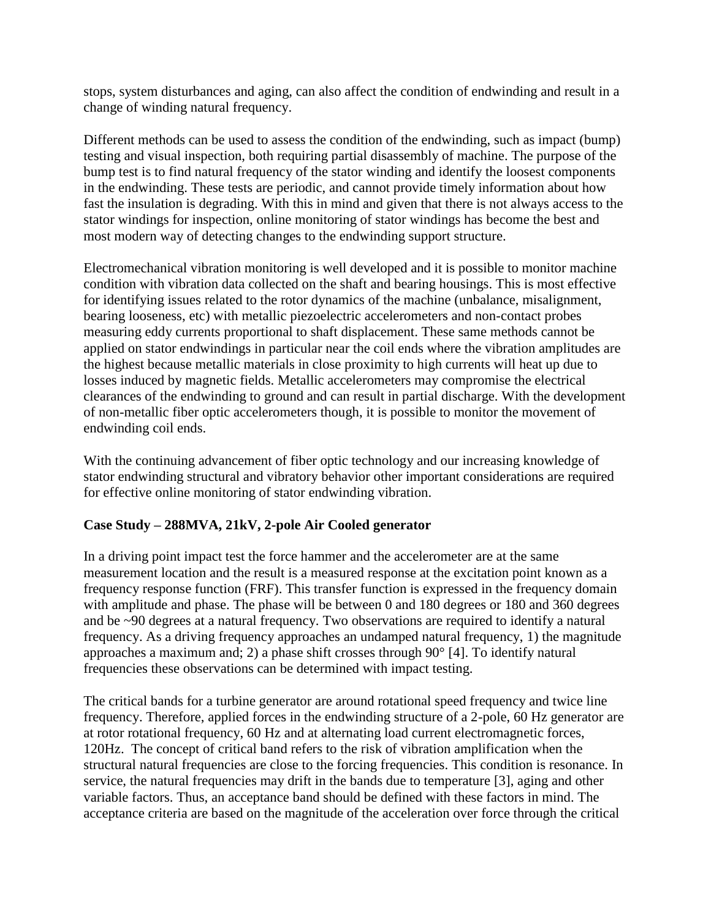stops, system disturbances and aging, can also affect the condition of endwinding and result in a change of winding natural frequency.

Different methods can be used to assess the condition of the endwinding, such as impact (bump) testing and visual inspection, both requiring partial disassembly of machine. The purpose of the bump test is to find natural frequency of the stator winding and identify the loosest components in the endwinding. These tests are periodic, and cannot provide timely information about how fast the insulation is degrading. With this in mind and given that there is not always access to the stator windings for inspection, online monitoring of stator windings has become the best and most modern way of detecting changes to the endwinding support structure.

Electromechanical vibration monitoring is well developed and it is possible to monitor machine condition with vibration data collected on the shaft and bearing housings. This is most effective for identifying issues related to the rotor dynamics of the machine (unbalance, misalignment, bearing looseness, etc) with metallic piezoelectric accelerometers and non-contact probes measuring eddy currents proportional to shaft displacement. These same methods cannot be applied on stator endwindings in particular near the coil ends where the vibration amplitudes are the highest because metallic materials in close proximity to high currents will heat up due to losses induced by magnetic fields. Metallic accelerometers may compromise the electrical clearances of the endwinding to ground and can result in partial discharge. With the development of non-metallic fiber optic accelerometers though, it is possible to monitor the movement of endwinding coil ends.

With the continuing advancement of fiber optic technology and our increasing knowledge of stator endwinding structural and vibratory behavior other important considerations are required for effective online monitoring of stator endwinding vibration.

**Case Study – 288MVA, 21kV, 2-pole Air Cooled generator**

In a driving point impact test the force hammer and the accelerometer are at the same measurement location and the result is a measured response at the excitation point known as a frequency response function (FRF). This transfer function is expressed in the frequency domain with amplitude and phase. The phase will be between 0 and 180 degrees or 180 and 360 degrees and be ~90 degrees at a natural frequency. Two observations are required to identify a natural frequency. As a driving frequency approaches an undamped natural frequency, 1) the magnitude approaches a maximum and; 2) a phase shift crosses through 90° [4]. To identify natural frequencies these observations can be determined with impact testing.

The critical bands for a turbine generator are around rotational speed frequency and twice line frequency. Therefore, applied forces in the endwinding structure of a 2-pole, 60 Hz generator are at rotor rotational frequency, 60 Hz and at alternating load current electromagnetic forces, 120Hz. The concept of critical band refers to the risk of vibration amplification when the structural natural frequencies are close to the forcing frequencies. This condition is resonance. In service, the natural frequencies may drift in the bands due to temperature [3], aging and other variable factors. Thus, an acceptance band should be defined with these factors in mind. The acceptance criteria are based on the magnitude of the acceleration over force through the critical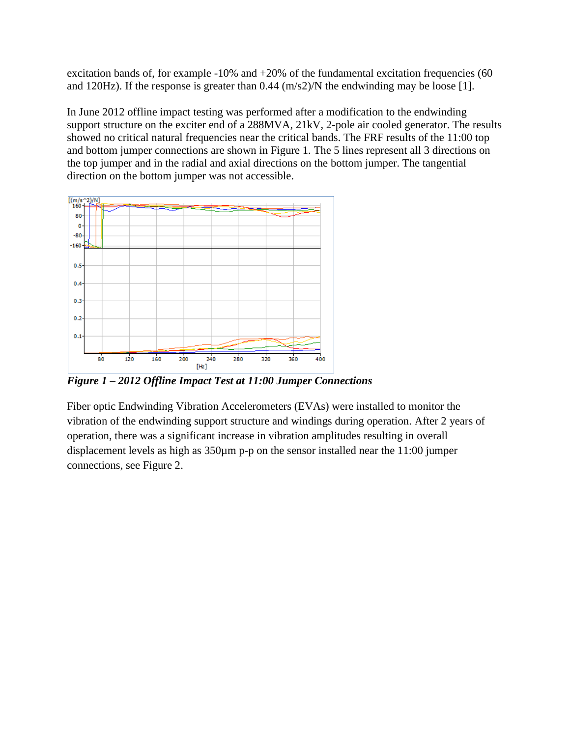excitation bands of, for example -10% and +20% of the fundamental excitation frequencies (60 and 120Hz). If the response is greater than 0.44 (m/s2)/N the endwinding may be loose [1].

In June 2012 offline impact testing was performed after a modification to the endwinding support structure on the exciter end of a 288MVA, 21kV, 2-pole air cooled generator. The results showed no critical natural frequencies near the critical bands. The FRF results of the 11:00 top and bottom jumper connections are shown in Figure 1. The 5 lines represent all 3 directions on the top jumper and in the radial and axial directions on the bottom jumper. The tangential direction on the bottom jumper was not accessible.

***Figure 1 – 2012 Offline Impact Test at 11:00 Jumper Connections***

Fiber optic Endwinding Vibration Accelerometers (EVAs) were installed to monitor the vibration of the endwinding support structure and windings during operation. After 2 years of operation, there was a significant increase in vibration amplitudes resulting in overall displacement levels as high as 350µm p-p on the sensor installed near the 11:00 jumper connections, see Figure 2.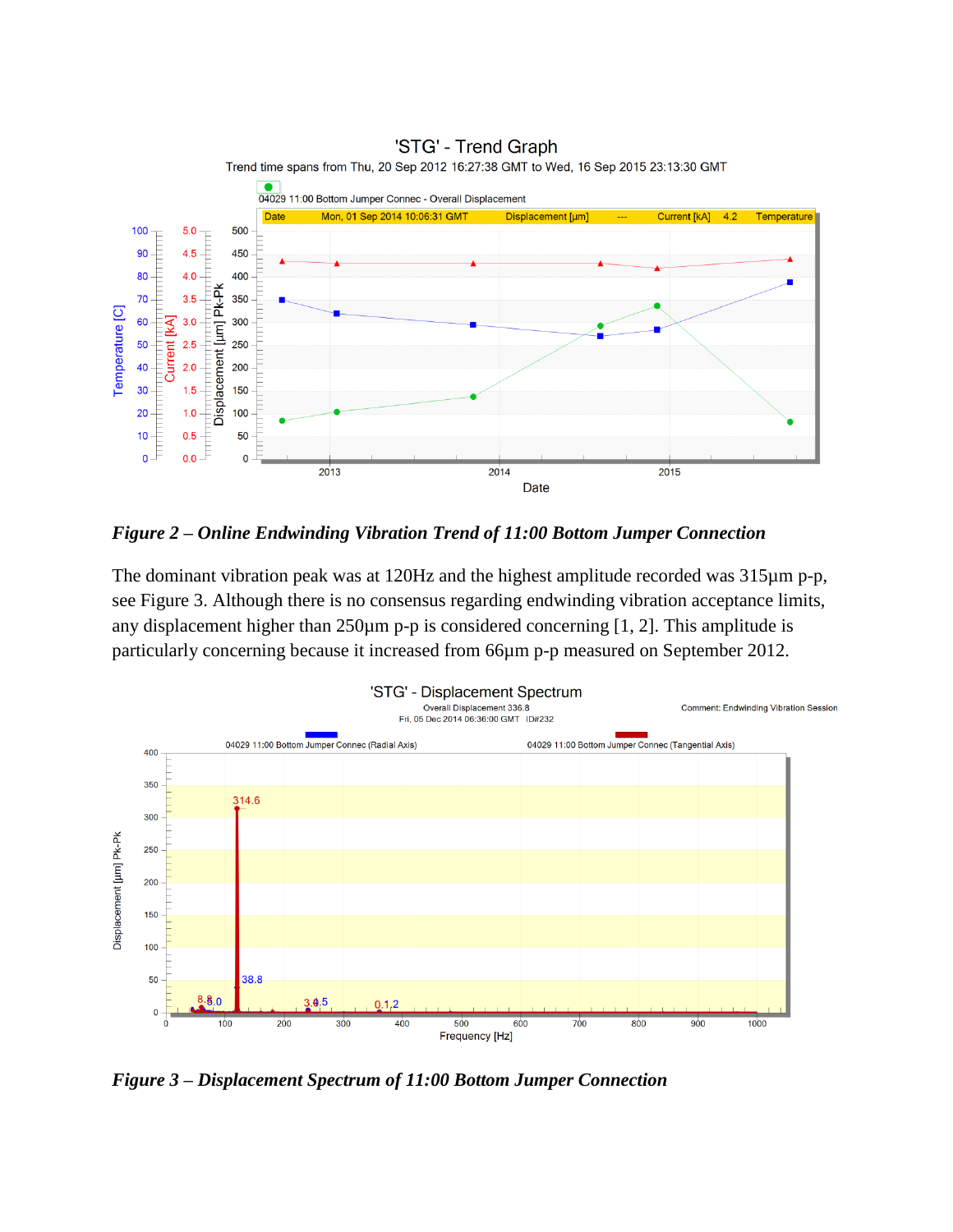*Figure 2 – Online Endwinding Vibration Trend of 11:00 Bottom Jumper Connection*

The dominant vibration peak was at 120Hz and the highest amplitude recorded was 315µm p-p, see Figure 3. Although there is no consensus regarding endwinding vibration acceptance limits, any displacement higher than 250µm p-p is considered concerning [1, 2]. This amplitude is particularly concerning because it increased from 66µm p-p measured on September 2012.

*Figure 3 – Displacement Spectrum of 11:00 Bottom Jumper Connection*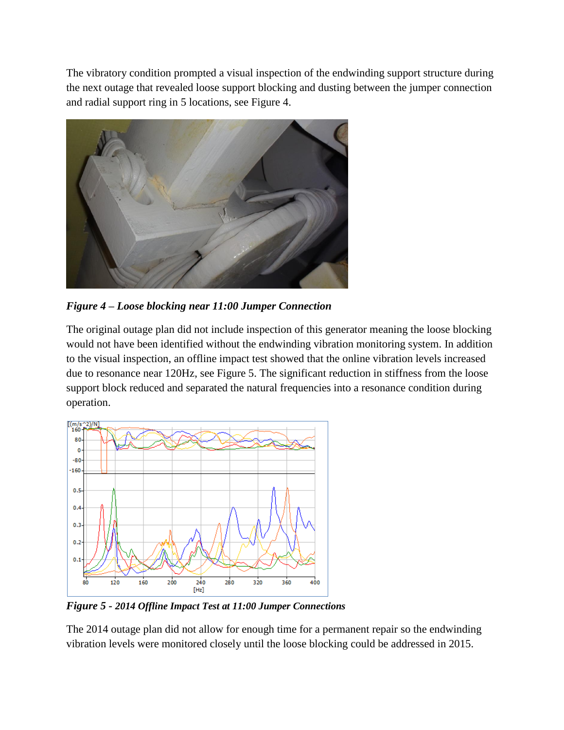The vibratory condition prompted a visual inspection of the endwinding support structure during the next outage that revealed loose support blocking and dusting between the jumper connection and radial support ring in 5 locations, see Figure 4.

***Figure 4 – Loose blocking near 11:00 Jumper Connection***

The original outage plan did not include inspection of this generator meaning the loose blocking would not have been identified without the endwinding vibration monitoring system. In addition to the visual inspection, an offline impact test showed that the online vibration levels increased due to resonance near 120Hz, see Figure 5. The significant reduction in stiffness from the loose support block reduced and separated the natural frequencies into a resonance condition during operation.

***Figure 5 - 2014 Offline Impact Test at 11:00 Jumper Connections***

The 2014 outage plan did not allow for enough time for a permanent repair so the endwinding vibration levels were monitored closely until the loose blocking could be addressed in 2015.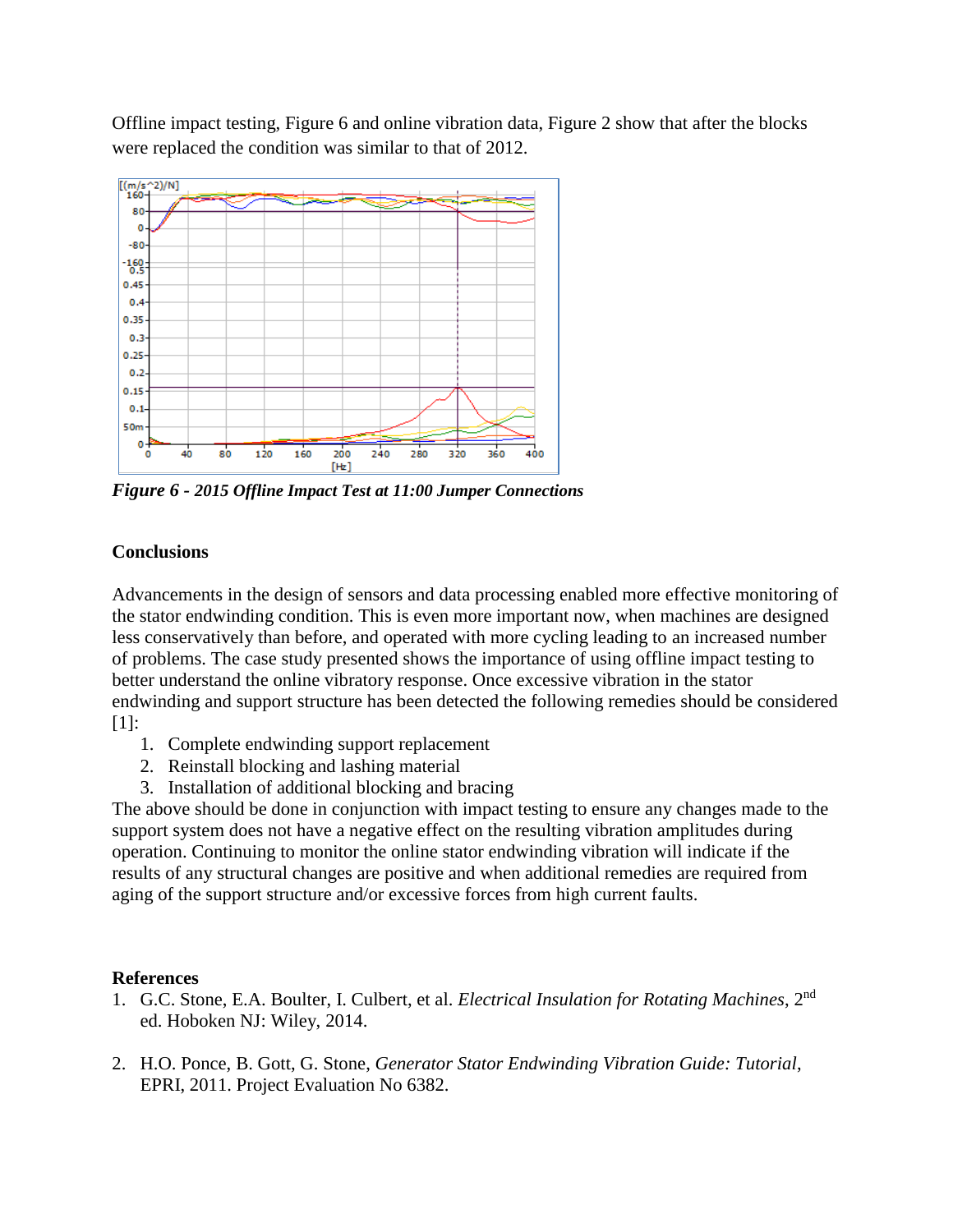Offline impact testing, Figure 6 and online vibration data, Figure 2 show that after the blocks were replaced the condition was similar to that of 2012.

***Figure 6 - 2015 Offline Impact Test at 11:00 Jumper Connections***

**Conclusions**

Advancements in the design of sensors and data processing enabled more effective monitoring of the stator endwinding condition. This is even more important now, when machines are designed less conservatively than before, and operated with more cycling leading to an increased number of problems. The case study presented shows the importance of using offline impact testing to better understand the online vibratory response. Once excessive vibration in the stator endwinding and support structure has been detected the following remedies should be considered [1]:

1. Complete endwinding support replacement
2. Reinstall blocking and lashing material
3. Installation of additional blocking and bracing

The above should be done in conjunction with impact testing to ensure any changes made to the support system does not have a negative effect on the resulting vibration amplitudes during operation. Continuing to monitor the online stator endwinding vibration will indicate if the results of any structural changes are positive and when additional remedies are required from aging of the support structure and/or excessive forces from high current faults.

**References**

1. G.C. Stone, E.A. Boulter, I. Culbert, et al. *Electrical Insulation for Rotating Machines*, 2nd ed. Hoboken NJ: Wiley, 2014.

2. H.O. Ponce, B. Gott, G. Stone, *Generator Stator Endwinding Vibration Guide: Tutorial*, EPRI, 2011. Project Evaluation No 6382.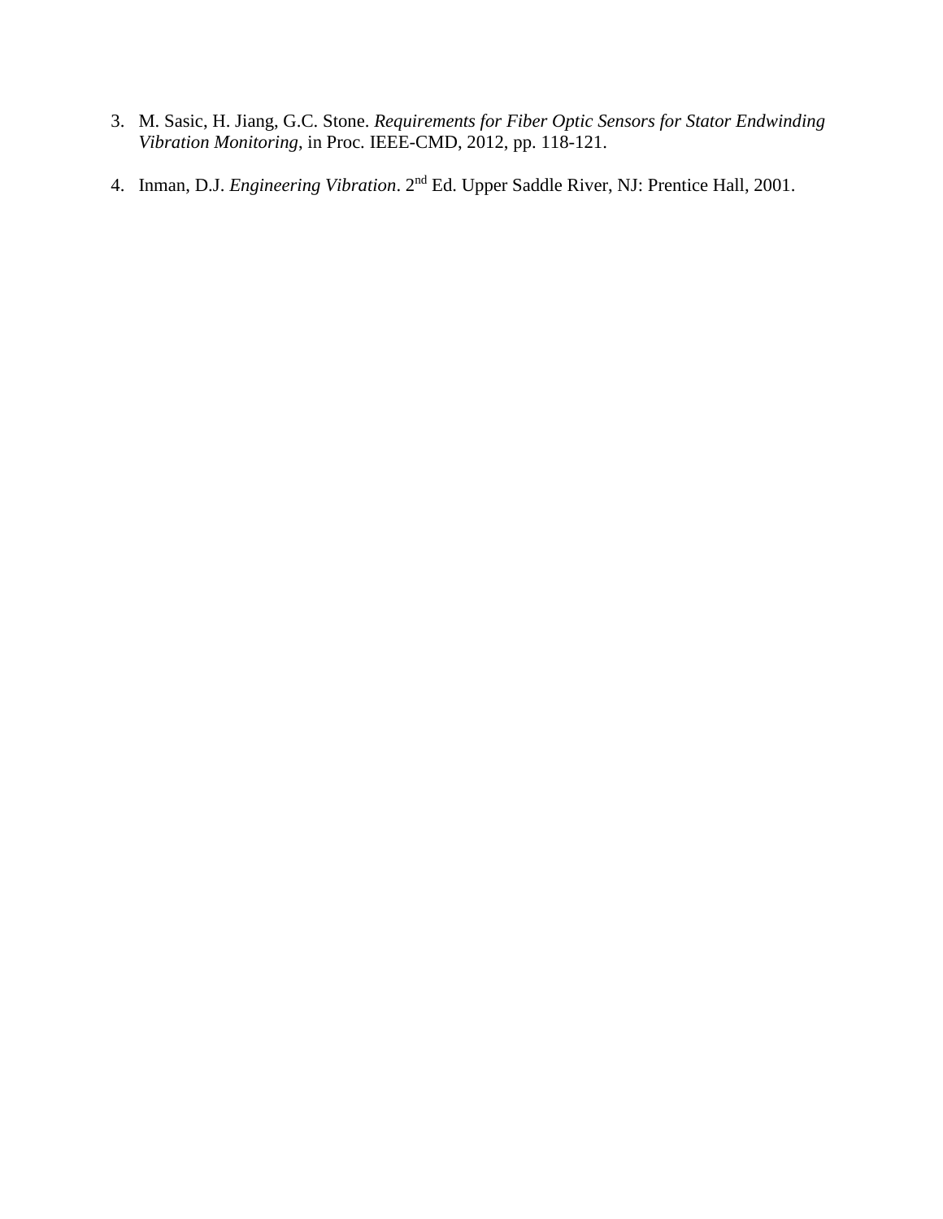3. M. Sasic, H. Jiang, G.C. Stone. *Requirements for Fiber Optic Sensors for Stator Endwinding Vibration Monitoring*, in Proc. IEEE-CMD, 2012, pp. 118-121.

4. Inman, D.J. *Engineering Vibration*. 2nd Ed. Upper Saddle River, NJ: Prentice Hall, 2001.